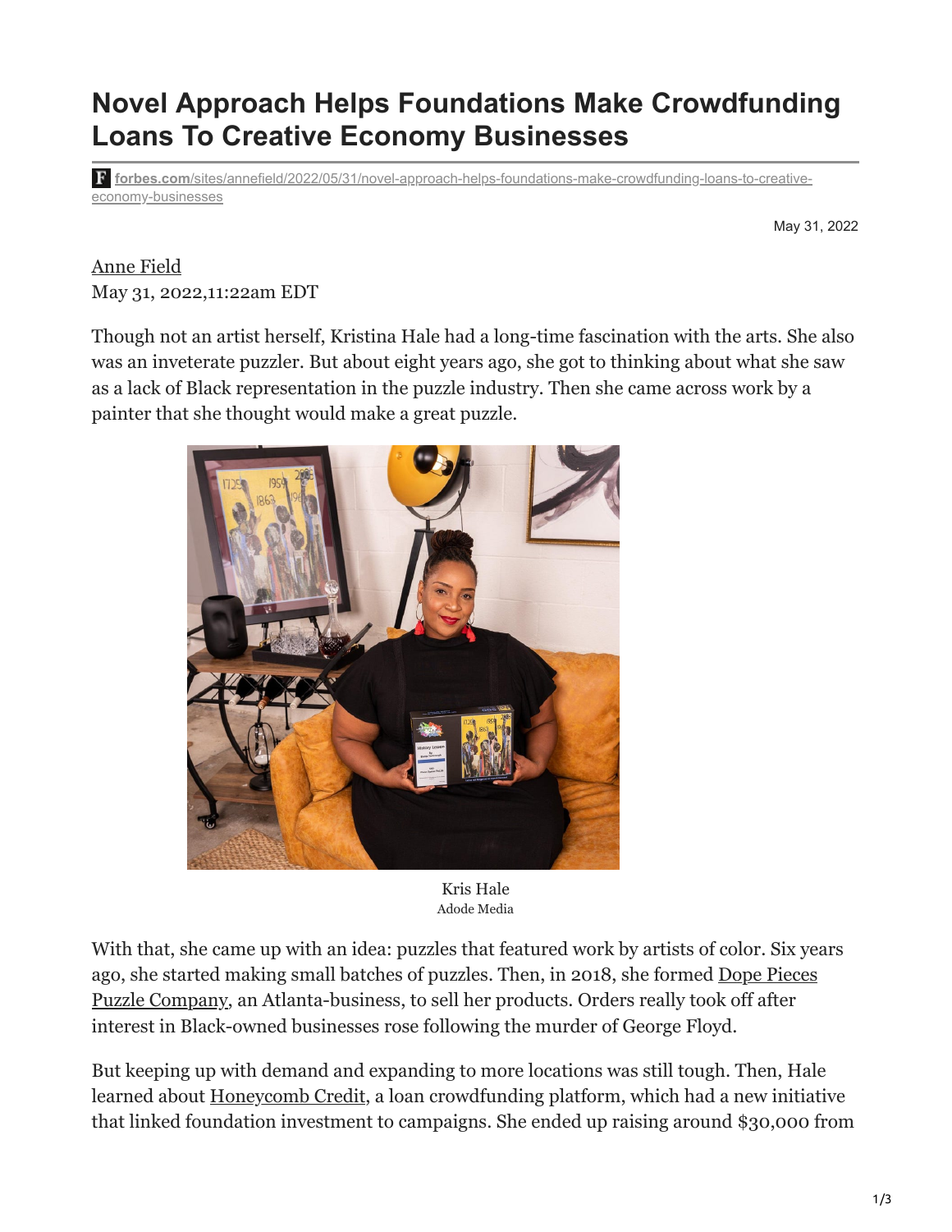# Novel Approach Helps Foundations Make Crowdfunding Loans To Creative Economy Businesses

forbes.com/sites/annefield/2022/05/31/novel-approach-helps-foundations-make-crowdfunding-loans-to-creative-economy-businesses

May 31, 2022

Anne Field
May 31, 2022,11:22am EDT

Though not an artist herself, Kristina Hale had a long-time fascination with the arts. She also was an inveterate puzzler. But about eight years ago, she got to thinking about what she saw as a lack of Black representation in the puzzle industry. Then she came across work by a painter that she thought would make a great puzzle.

Kris Hale
Adode Media

With that, she came up with an idea: puzzles that featured work by artists of color. Six years ago, she started making small batches of puzzles. Then, in 2018, she formed Dope Pieces Puzzle Company, an Atlanta-business, to sell her products. Orders really took off after interest in Black-owned businesses rose following the murder of George Floyd.

But keeping up with demand and expanding to more locations was still tough. Then, Hale learned about Honeycomb Credit, a loan crowdfunding platform, which had a new initiative that linked foundation investment to campaigns. She ended up raising around $30,000 from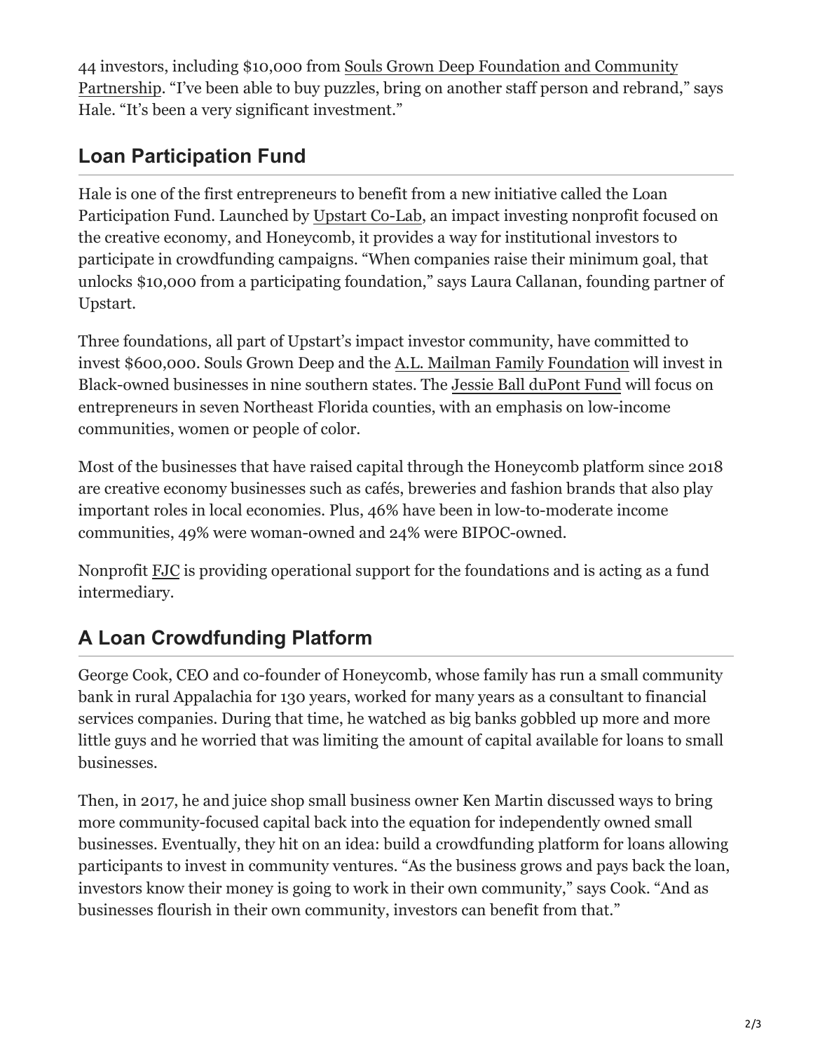44 investors, including $10,000 from Souls Grown Deep Foundation and Community Partnership. "I've been able to buy puzzles, bring on another staff person and rebrand," says Hale. "It's been a very significant investment."

## Loan Participation Fund

Hale is one of the first entrepreneurs to benefit from a new initiative called the Loan Participation Fund. Launched by Upstart Co-Lab, an impact investing nonprofit focused on the creative economy, and Honeycomb, it provides a way for institutional investors to participate in crowdfunding campaigns. "When companies raise their minimum goal, that unlocks $10,000 from a participating foundation," says Laura Callanan, founding partner of Upstart.

Three foundations, all part of Upstart's impact investor community, have committed to invest $600,000. Souls Grown Deep and the A.L. Mailman Family Foundation will invest in Black-owned businesses in nine southern states. The Jessie Ball duPont Fund will focus on entrepreneurs in seven Northeast Florida counties, with an emphasis on low-income communities, women or people of color.

Most of the businesses that have raised capital through the Honeycomb platform since 2018 are creative economy businesses such as cafés, breweries and fashion brands that also play important roles in local economies. Plus, 46% have been in low-to-moderate income communities, 49% were woman-owned and 24% were BIPOC-owned.

Nonprofit FJC is providing operational support for the foundations and is acting as a fund intermediary.

## A Loan Crowdfunding Platform

George Cook, CEO and co-founder of Honeycomb, whose family has run a small community bank in rural Appalachia for 130 years, worked for many years as a consultant to financial services companies. During that time, he watched as big banks gobbled up more and more little guys and he worried that was limiting the amount of capital available for loans to small businesses.

Then, in 2017, he and juice shop small business owner Ken Martin discussed ways to bring more community-focused capital back into the equation for independently owned small businesses. Eventually, they hit on an idea: build a crowdfunding platform for loans allowing participants to invest in community ventures. "As the business grows and pays back the loan, investors know their money is going to work in their own community," says Cook. "And as businesses flourish in their own community, investors can benefit from that."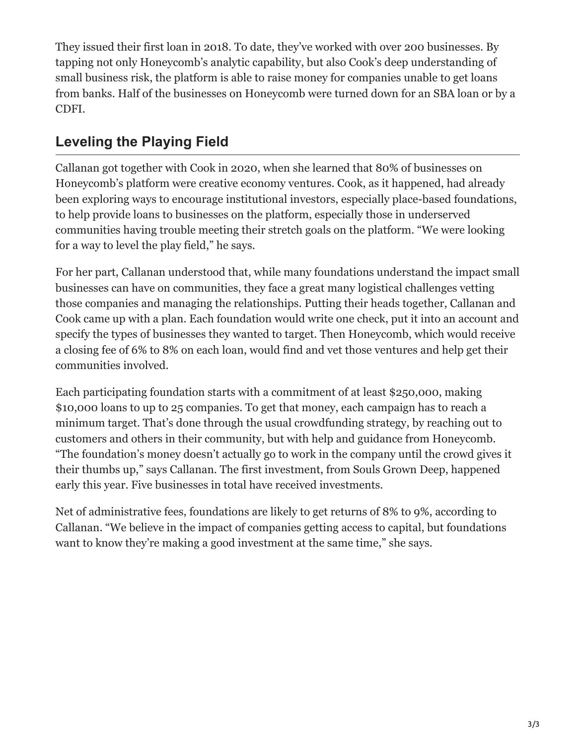They issued their first loan in 2018. To date, they've worked with over 200 businesses. By tapping not only Honeycomb's analytic capability, but also Cook's deep understanding of small business risk, the platform is able to raise money for companies unable to get loans from banks. Half of the businesses on Honeycomb were turned down for an SBA loan or by a CDFI.

## Leveling the Playing Field

Callanan got together with Cook in 2020, when she learned that 80% of businesses on Honeycomb's platform were creative economy ventures. Cook, as it happened, had already been exploring ways to encourage institutional investors, especially place-based foundations, to help provide loans to businesses on the platform, especially those in underserved communities having trouble meeting their stretch goals on the platform. "We were looking for a way to level the play field," he says.

For her part, Callanan understood that, while many foundations understand the impact small businesses can have on communities, they face a great many logistical challenges vetting those companies and managing the relationships. Putting their heads together, Callanan and Cook came up with a plan. Each foundation would write one check, put it into an account and specify the types of businesses they wanted to target. Then Honeycomb, which would receive a closing fee of 6% to 8% on each loan, would find and vet those ventures and help get their communities involved.

Each participating foundation starts with a commitment of at least $250,000, making $10,000 loans to up to 25 companies. To get that money, each campaign has to reach a minimum target. That's done through the usual crowdfunding strategy, by reaching out to customers and others in their community, but with help and guidance from Honeycomb. "The foundation's money doesn't actually go to work in the company until the crowd gives it their thumbs up," says Callanan. The first investment, from Souls Grown Deep, happened early this year. Five businesses in total have received investments.

Net of administrative fees, foundations are likely to get returns of 8% to 9%, according to Callanan. "We believe in the impact of companies getting access to capital, but foundations want to know they're making a good investment at the same time," she says.